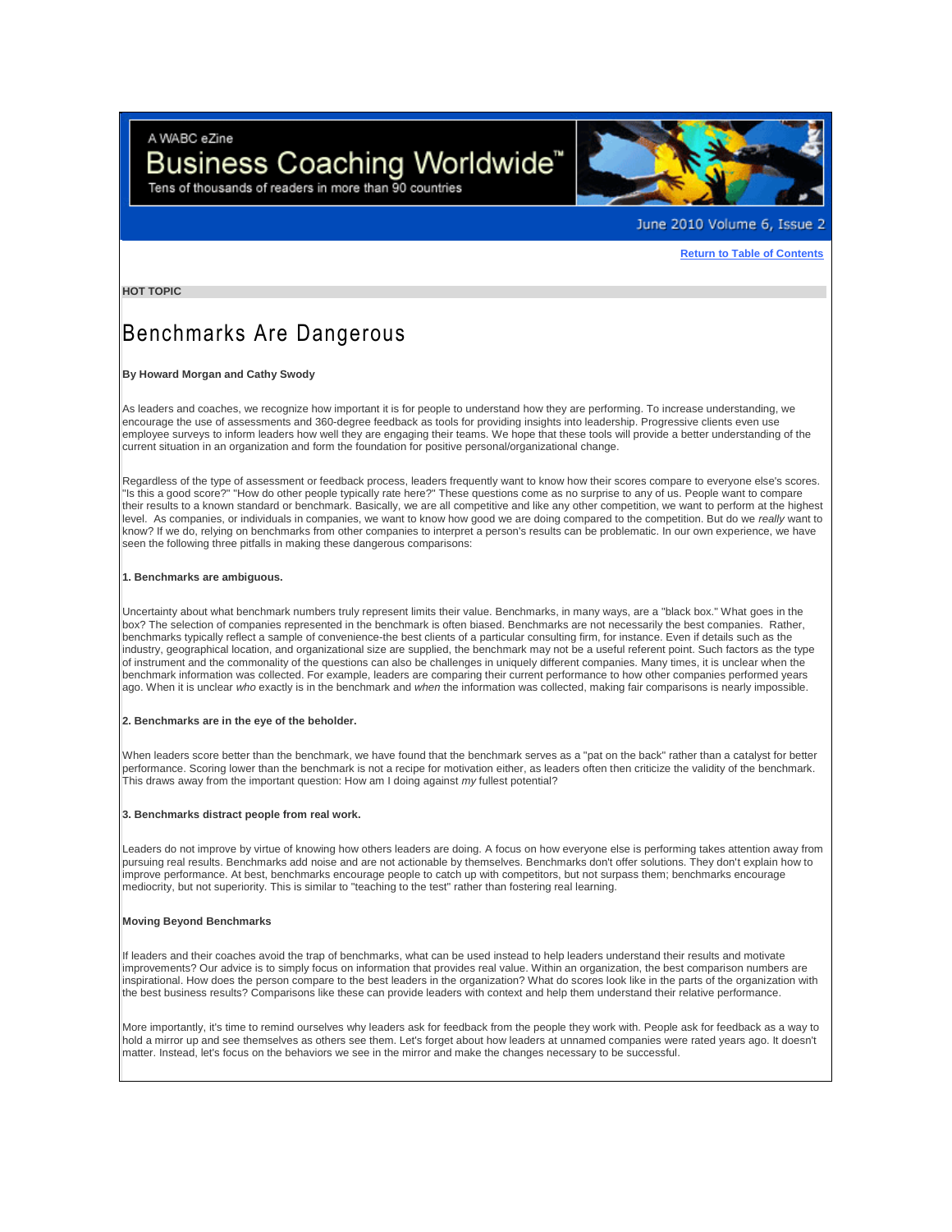A WABC eZine

# Business Coaching Worldwide™

Tens of thousands of readers in more than 90 countries

June 2010 Volume 6, Issue 2

Return to Table of Contents

**HOT TOPIC**

## Benchmarks Are Dangerous

**By Howard Morgan and Cathy Swody**

As leaders and coaches, we recognize how important it is for people to understand how they are performing. To increase understanding, we encourage the use of assessments and 360-degree feedback as tools for providing insights into leadership. Progressive clients even use employee surveys to inform leaders how well they are engaging their teams. We hope that these tools will provide a better understanding of the current situation in an organization and form the foundation for positive personal/organizational change.

Regardless of the type of assessment or feedback process, leaders frequently want to know how their scores compare to everyone else's scores. "Is this a good score?" "How do other people typically rate here?" These questions come as no surprise to any of us. People want to compare their results to a known standard or benchmark. Basically, we are all competitive and like any other competition, we want to perform at the highest level. As companies, or individuals in companies, we want to know how good we are doing compared to the competition. But do we *really* want to know? If we do, relying on benchmarks from other companies to interpret a person's results can be problematic. In our own experience, we have seen the following three pitfalls in making these dangerous comparisons:

**1. Benchmarks are ambiguous.**

Uncertainty about what benchmark numbers truly represent limits their value. Benchmarks, in many ways, are a "black box." What goes in the box? The selection of companies represented in the benchmark is often biased. Benchmarks are not necessarily the best companies. Rather, benchmarks typically reflect a sample of convenience-the best clients of a particular consulting firm, for instance. Even if details such as the industry, geographical location, and organizational size are supplied, the benchmark may not be a useful referent point. Such factors as the type of instrument and the commonality of the questions can also be challenges in uniquely different companies. Many times, it is unclear when the benchmark information was collected. For example, leaders are comparing their current performance to how other companies performed years ago. When it is unclear *who* exactly is in the benchmark and *when* the information was collected, making fair comparisons is nearly impossible.

**2. Benchmarks are in the eye of the beholder.**

When leaders score better than the benchmark, we have found that the benchmark serves as a "pat on the back" rather than a catalyst for better performance. Scoring lower than the benchmark is not a recipe for motivation either, as leaders often then criticize the validity of the benchmark. This draws away from the important question: How am I doing against *my* fullest potential?

**3. Benchmarks distract people from real work.**

Leaders do not improve by virtue of knowing how others leaders are doing. A focus on how everyone else is performing takes attention away from pursuing real results. Benchmarks add noise and are not actionable by themselves. Benchmarks don't offer solutions. They don't explain how to improve performance. At best, benchmarks encourage people to catch up with competitors, but not surpass them; benchmarks encourage mediocrity, but not superiority. This is similar to "teaching to the test" rather than fostering real learning.

**Moving Beyond Benchmarks**

If leaders and their coaches avoid the trap of benchmarks, what can be used instead to help leaders understand their results and motivate improvements? Our advice is to simply focus on information that provides real value. Within an organization, the best comparison numbers are inspirational. How does the person compare to the best leaders in the organization? What do scores look like in the parts of the organization with the best business results? Comparisons like these can provide leaders with context and help them understand their relative performance.

More importantly, it's time to remind ourselves why leaders ask for feedback from the people they work with. People ask for feedback as a way to hold a mirror up and see themselves as others see them. Let's forget about how leaders at unnamed companies were rated years ago. It doesn't matter. Instead, let's focus on the behaviors we see in the mirror and make the changes necessary to be successful.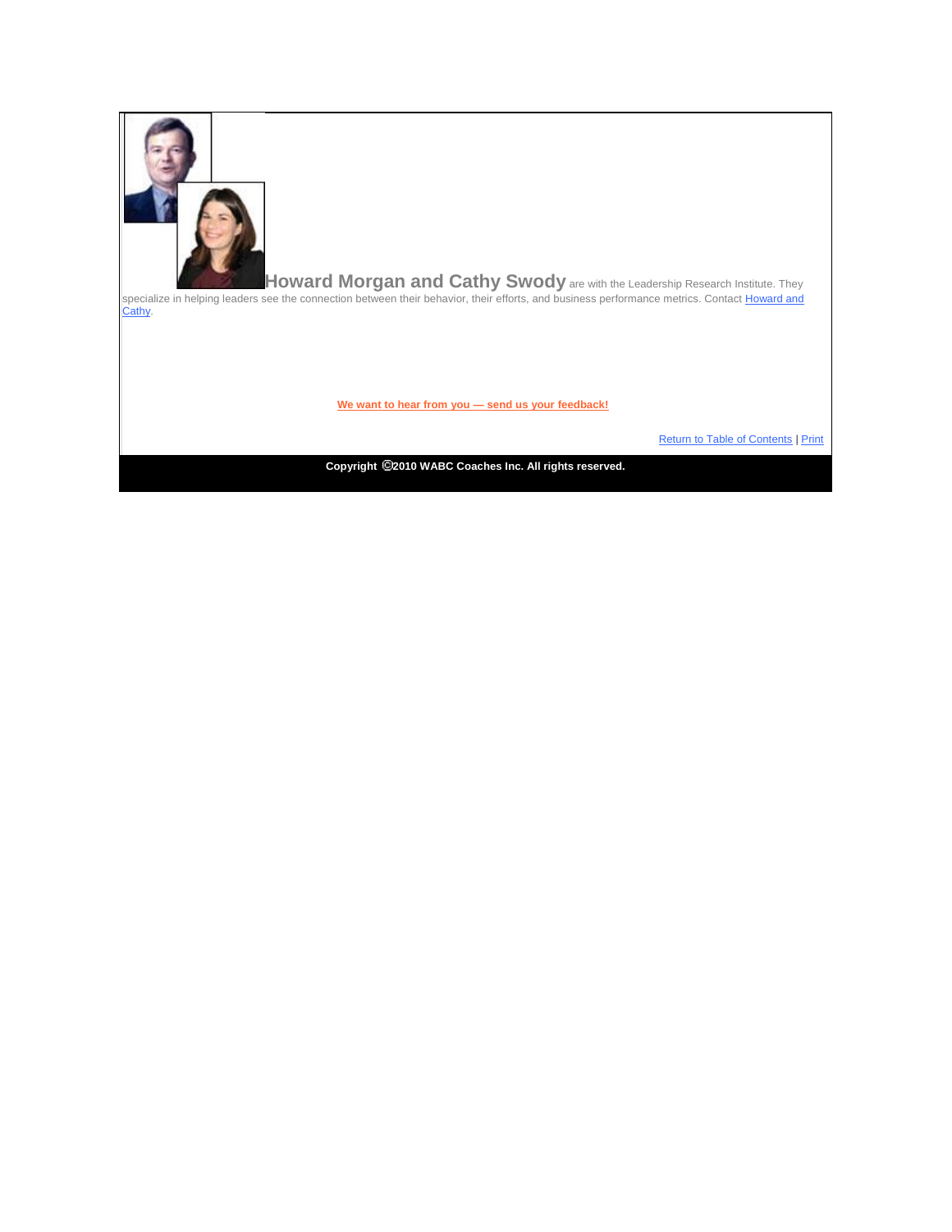**Howard Morgan and Cathy Swody** are with the Leadership Research Institute. They specialize in helping leaders see the connection between their behavior, their efforts, and business performance metrics. Contact Howard and Cathy.

**We want to hear from you — send us your feedback!**

Return to Table of Contents | Print

**Copyright ©2010 WABC Coaches Inc. All rights reserved.**